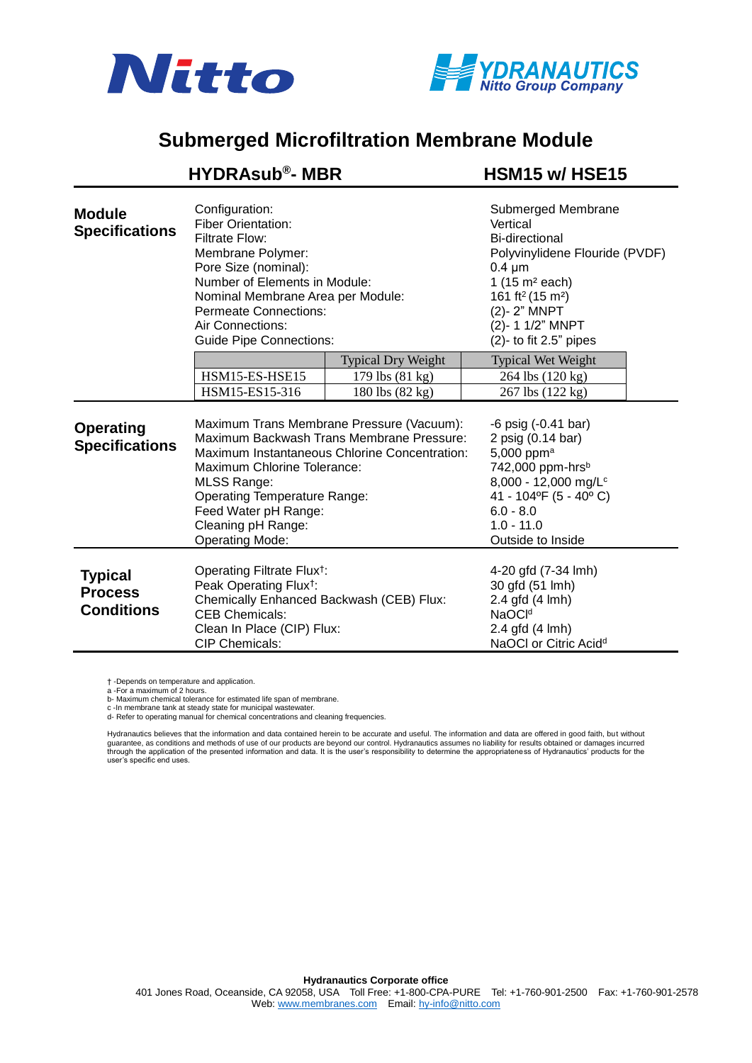# Submerged Microfiltration Membrane Module

## HYDRAsub®- MBR — HSM15 w/ HSE15

### Module Specifications

| | |
|---|---|
| Configuration: | Submerged Membrane |
| Fiber Orientation: | Vertical |
| Filtrate Flow: | Bi-directional |
| Membrane Polymer: | Polyvinylidene Flouride (PVDF) |
| Pore Size (nominal): | 0.4 µm |
| Number of Elements in Module: | 1 (15 $m^2$ each) |
| Nominal Membrane Area per Module: | 161 $ft^2$ (15 $m^2$) |
| Permeate Connections: | (2)- 2" MNPT |
| Air Connections: | (2)- 1 1/2" MNPT |
| Guide Pipe Connections: | (2)- to fit 2.5" pipes |

| | Typical Dry Weight | Typical Wet Weight |
|---|---|---|
| HSM15-ES-HSE15 | 179 lbs (81 kg) | 264 lbs (120 kg) |
| HSM15-ES15-316 | 180 lbs (82 kg) | 267 lbs (122 kg) |

### Operating Specifications

| | |
|---|---|
| Maximum Trans Membrane Pressure (Vacuum): | -6 psig (-0.41 bar) |
| Maximum Backwash Trans Membrane Pressure: | 2 psig (0.14 bar) |
| Maximum Instantaneous Chlorine Concentration: | 5,000 ppm[a] |
| Maximum Chlorine Tolerance: | 742,000 ppm-hrs[b] |
| MLSS Range: | 8,000 - 12,000 mg/L[c] |
| Operating Temperature Range: | 41 - 104ºF (5 - 40º C) |
| Feed Water pH Range: | 6.0 - 8.0 |
| Cleaning pH Range: | 1.0 - 11.0 |
| Operating Mode: | Outside to Inside |

### Typical Process Conditions

| | |
|---|---|
| Operating Filtrate Flux†: | 4-20 gfd (7-34 lmh) |
| Peak Operating Flux†: | 30 gfd (51 lmh) |
| Chemically Enhanced Backwash (CEB) Flux: | 2.4 gfd (4 lmh) |
| CEB Chemicals: | NaOCl[d] |
| Clean In Place (CIP) Flux: | 2.4 gfd (4 lmh) |
| CIP Chemicals: | NaOCl or Citric Acid[d] |

† -Depends on temperature and application.
a -For a maximum of 2 hours.
b- Maximum chemical tolerance for estimated life span of membrane.
c -In membrane tank at steady state for municipal wastewater.
d- Refer to operating manual for chemical concentrations and cleaning frequencies.

Hydranautics believes that the information and data contained herein to be accurate and useful. The information and data are offered in good faith, but without guarantee, as conditions and methods of use of our products are beyond our control. Hydranautics assumes no liability for results obtained or damages incurred through the application of the presented information and data. It is the user's responsibility to determine the appropriateness of Hydranautics' products for the user's specific end uses.

**Hydranautics Corporate office**
401 Jones Road, Oceanside, CA 92058, USA Toll Free: +1-800-CPA-PURE Tel: +1-760-901-2500 Fax: +1-760-901-2578
Web: www.membranes.com Email: hy-info@nitto.com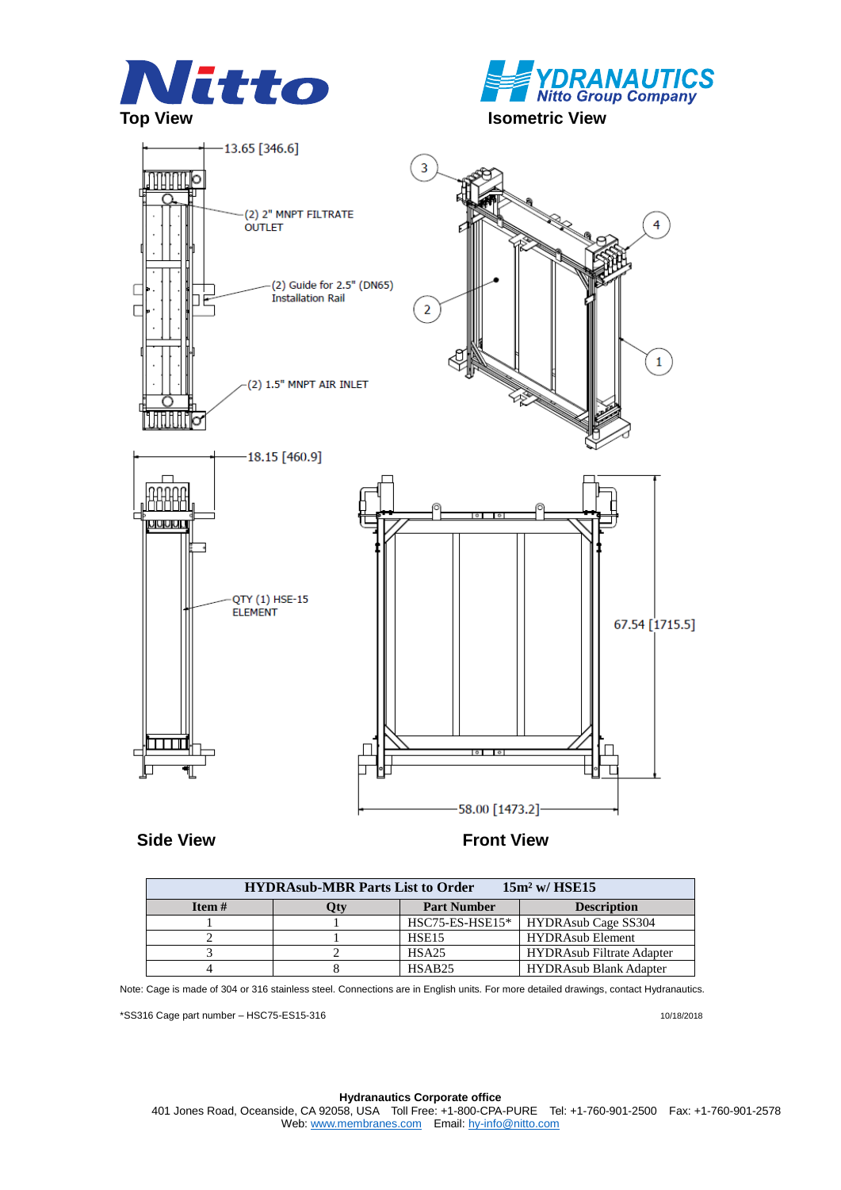Nitto

HYDRANAUTICS
Nitto Group Company

**Top View**

13.65 [346.6]

(2) 2" MNPT FILTRATE OUTLET

(2) Guide for 2.5" (DN65) Installation Rail

(2) 1.5" MNPT AIR INLET

**Isometric View**

3

4

2

1

18.15 [460.9]

QTY (1) HSE-15 ELEMENT

67.54 [1715.5]

58.00 [1473.2]

**Side View**

**Front View**

| HYDRAsub-MBR Parts List to Order 15m² w/ HSE15 | | | |
|---|---|---|---|
| **Item #** | **Qty** | **Part Number** | **Description** |
| 1 | 1 | HSC75-ES-HSE15* | HYDRAsub Cage SS304 |
| 2 | 1 | HSE15 | HYDRAsub Element |
| 3 | 2 | HSA25 | HYDRAsub Filtrate Adapter |
| 4 | 8 | HSAB25 | HYDRAsub Blank Adapter |

Note: Cage is made of 304 or 316 stainless steel. Connections are in English units. For more detailed drawings, contact Hydranautics.

*SS316 Cage part number – HSC75-ES15-316

10/18/2018

**Hydranautics Corporate office**
401 Jones Road, Oceanside, CA 92058, USA Toll Free: +1-800-CPA-PURE Tel: +1-760-901-2500 Fax: +1-760-901-2578
Web: www.membranes.com Email: hy-info@nitto.com